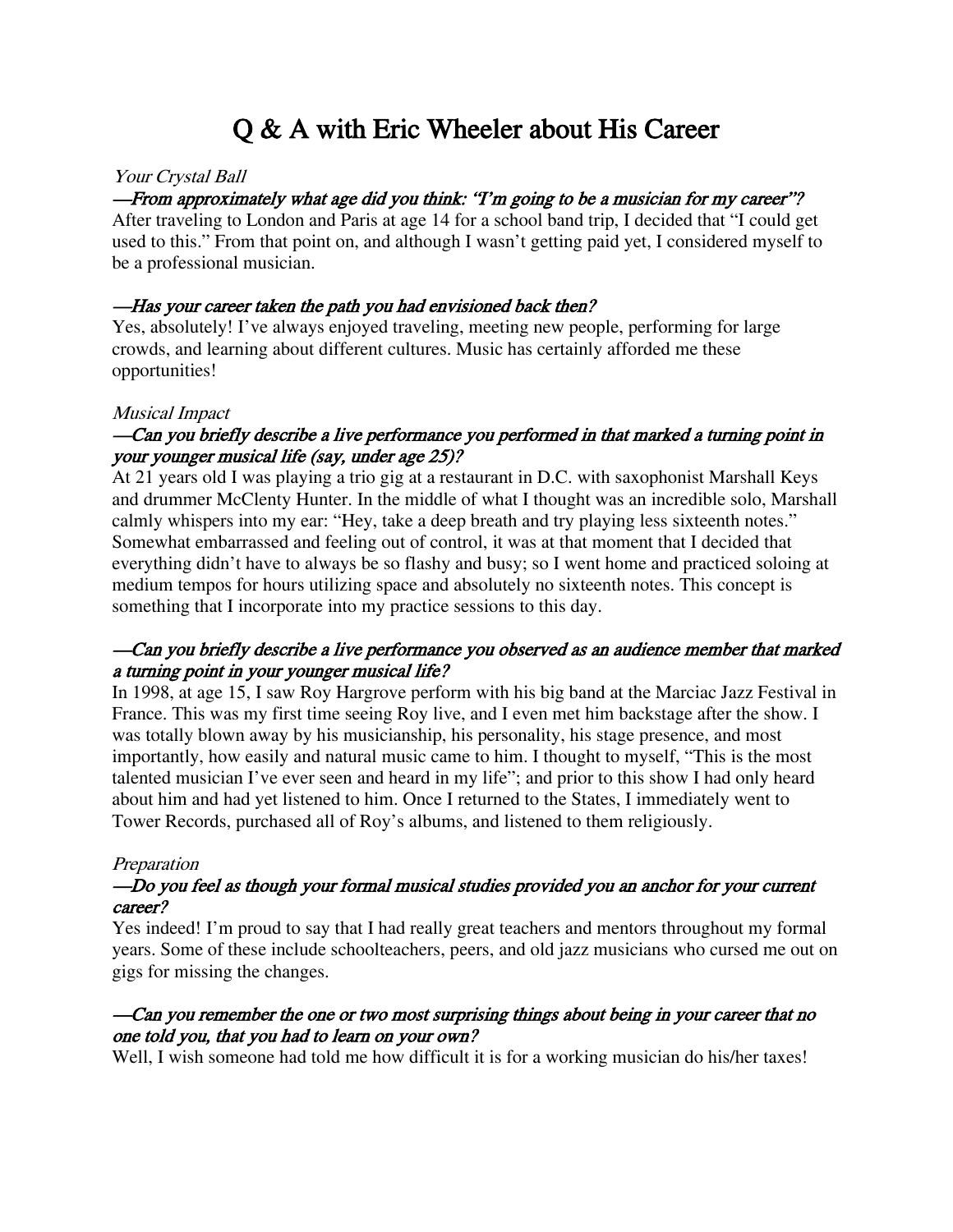# Q & A with Eric Wheeler about His Career

*Your Crystal Ball*

***—From approximately what age did you think: "I'm going to be a musician for my career"?***

After traveling to London and Paris at age 14 for a school band trip, I decided that "I could get used to this." From that point on, and although I wasn't getting paid yet, I considered myself to be a professional musician.

***—Has your career taken the path you had envisioned back then?***

Yes, absolutely! I've always enjoyed traveling, meeting new people, performing for large crowds, and learning about different cultures. Music has certainly afforded me these opportunities!

*Musical Impact*

***—Can you briefly describe a live performance you performed in that marked a turning point in your younger musical life (say, under age 25)?***

At 21 years old I was playing a trio gig at a restaurant in D.C. with saxophonist Marshall Keys and drummer McClenty Hunter. In the middle of what I thought was an incredible solo, Marshall calmly whispers into my ear: "Hey, take a deep breath and try playing less sixteenth notes." Somewhat embarrassed and feeling out of control, it was at that moment that I decided that everything didn't have to always be so flashy and busy; so I went home and practiced soloing at medium tempos for hours utilizing space and absolutely no sixteenth notes. This concept is something that I incorporate into my practice sessions to this day.

***—Can you briefly describe a live performance you observed as an audience member that marked a turning point in your younger musical life?***

In 1998, at age 15, I saw Roy Hargrove perform with his big band at the Marciac Jazz Festival in France. This was my first time seeing Roy live, and I even met him backstage after the show. I was totally blown away by his musicianship, his personality, his stage presence, and most importantly, how easily and natural music came to him. I thought to myself, "This is the most talented musician I've ever seen and heard in my life"; and prior to this show I had only heard about him and had yet listened to him. Once I returned to the States, I immediately went to Tower Records, purchased all of Roy's albums, and listened to them religiously.

*Preparation*

***—Do you feel as though your formal musical studies provided you an anchor for your current career?***

Yes indeed! I'm proud to say that I had really great teachers and mentors throughout my formal years. Some of these include schoolteachers, peers, and old jazz musicians who cursed me out on gigs for missing the changes.

***—Can you remember the one or two most surprising things about being in your career that no one told you, that you had to learn on your own?***

Well, I wish someone had told me how difficult it is for a working musician do his/her taxes!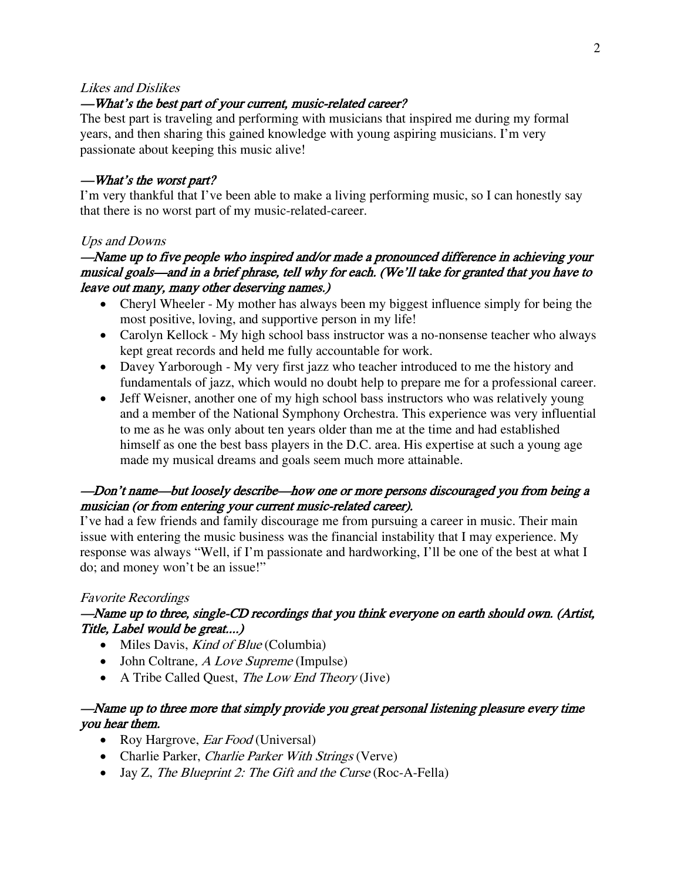*Likes and Dislikes*

*—What's the best part of your current, music-related career?*

The best part is traveling and performing with musicians that inspired me during my formal years, and then sharing this gained knowledge with young aspiring musicians. I'm very passionate about keeping this music alive!

*—What's the worst part?*

I'm very thankful that I've been able to make a living performing music, so I can honestly say that there is no worst part of my music-related-career.

*Ups and Downs*

*—Name up to five people who inspired and/or made a pronounced difference in achieving your musical goals—and in a brief phrase, tell why for each. (We'll take for granted that you have to leave out many, many other deserving names.)*

- Cheryl Wheeler - My mother has always been my biggest influence simply for being the most positive, loving, and supportive person in my life!
- Carolyn Kellock - My high school bass instructor was a no-nonsense teacher who always kept great records and held me fully accountable for work.
- Davey Yarborough - My very first jazz who teacher introduced to me the history and fundamentals of jazz, which would no doubt help to prepare me for a professional career.
- Jeff Weisner, another one of my high school bass instructors who was relatively young and a member of the National Symphony Orchestra. This experience was very influential to me as he was only about ten years older than me at the time and had established himself as one the best bass players in the D.C. area. His expertise at such a young age made my musical dreams and goals seem much more attainable.

*—Don't name—but loosely describe—how one or more persons discouraged you from being a musician (or from entering your current music-related career).*

I've had a few friends and family discourage me from pursuing a career in music. Their main issue with entering the music business was the financial instability that I may experience. My response was always "Well, if I'm passionate and hardworking, I'll be one of the best at what I do; and money won't be an issue!"

*Favorite Recordings*

*—Name up to three, single-CD recordings that you think everyone on earth should own. (Artist, Title, Label would be great....)*

- Miles Davis, *Kind of Blue* (Columbia)
- John Coltrane, *A Love Supreme* (Impulse)
- A Tribe Called Quest, *The Low End Theory* (Jive)

*—Name up to three more that simply provide you great personal listening pleasure every time you hear them.*

- Roy Hargrove, *Ear Food* (Universal)
- Charlie Parker, *Charlie Parker With Strings* (Verve)
- Jay Z, *The Blueprint 2: The Gift and the Curse* (Roc-A-Fella)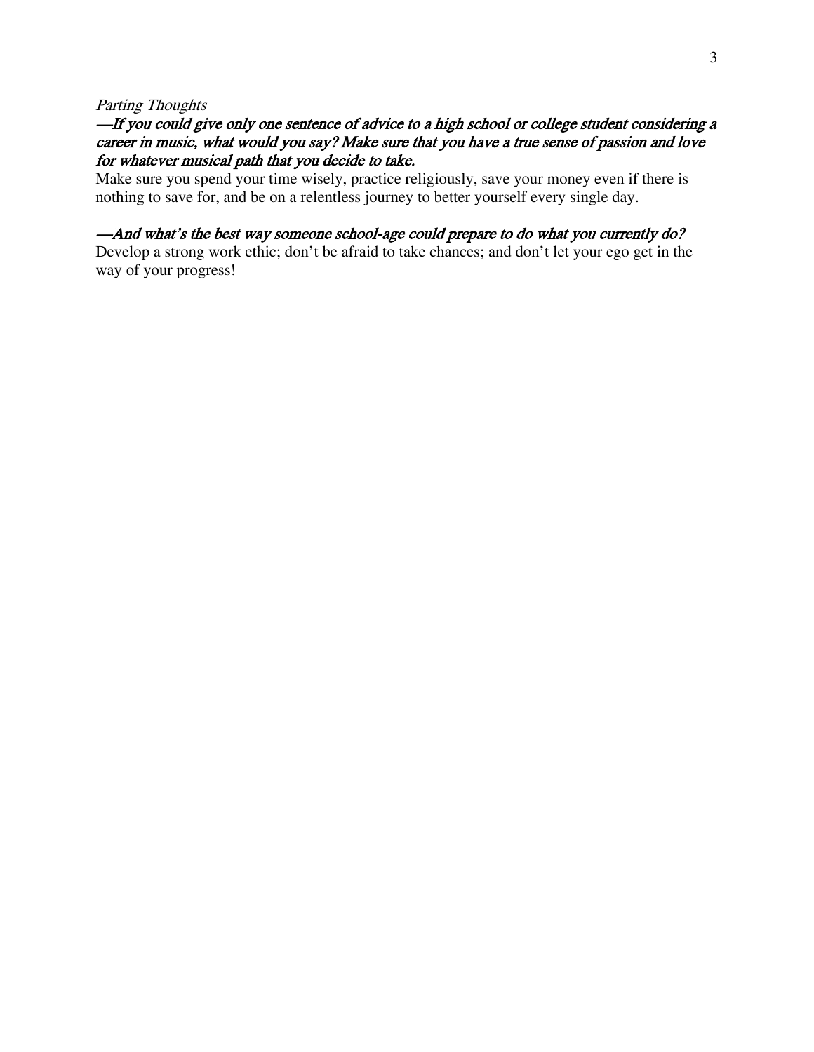*Parting Thoughts*

***—If you could give only one sentence of advice to a high school or college student considering a career in music, what would you say? Make sure that you have a true sense of passion and love for whatever musical path that you decide to take.***

Make sure you spend your time wisely, practice religiously, save your money even if there is nothing to save for, and be on a relentless journey to better yourself every single day.

***—And what's the best way someone school-age could prepare to do what you currently do?***

Develop a strong work ethic; don't be afraid to take chances; and don't let your ego get in the way of your progress!